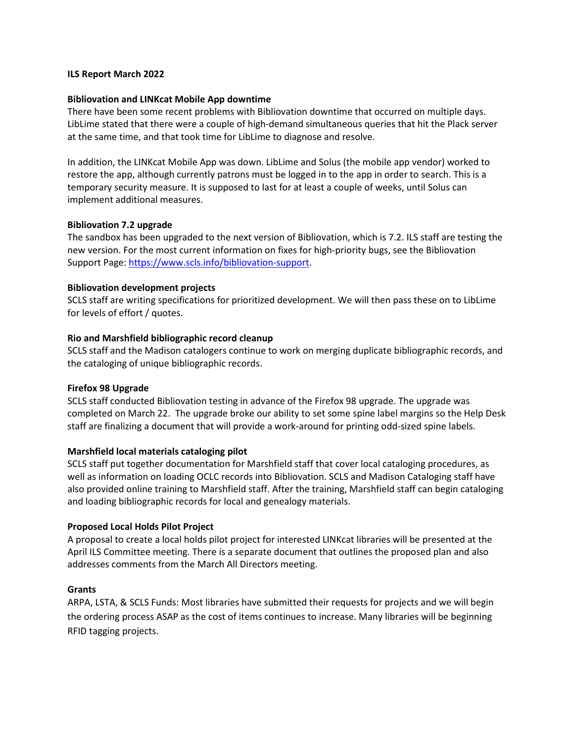# ILS Report March 2022

## Bibliovation and LINKcat Mobile App downtime

There have been some recent problems with Bibliovation downtime that occurred on multiple days. LibLime stated that there were a couple of high-demand simultaneous queries that hit the Plack server at the same time, and that took time for LibLime to diagnose and resolve.

In addition, the LINKcat Mobile App was down. LibLime and Solus (the mobile app vendor) worked to restore the app, although currently patrons must be logged in to the app in order to search. This is a temporary security measure. It is supposed to last for at least a couple of weeks, until Solus can implement additional measures.

## Bibliovation 7.2 upgrade

The sandbox has been upgraded to the next version of Bibliovation, which is 7.2. ILS staff are testing the new version. For the most current information on fixes for high-priority bugs, see the Bibliovation Support Page: https://www.scls.info/bibliovation-support.

## Bibliovation development projects

SCLS staff are writing specifications for prioritized development. We will then pass these on to LibLime for levels of effort / quotes.

## Rio and Marshfield bibliographic record cleanup

SCLS staff and the Madison catalogers continue to work on merging duplicate bibliographic records, and the cataloging of unique bibliographic records.

## Firefox 98 Upgrade

SCLS staff conducted Bibliovation testing in advance of the Firefox 98 upgrade. The upgrade was completed on March 22. The upgrade broke our ability to set some spine label margins so the Help Desk staff are finalizing a document that will provide a work-around for printing odd-sized spine labels.

## Marshfield local materials cataloging pilot

SCLS staff put together documentation for Marshfield staff that cover local cataloging procedures, as well as information on loading OCLC records into Bibliovation. SCLS and Madison Cataloging staff have also provided online training to Marshfield staff. After the training, Marshfield staff can begin cataloging and loading bibliographic records for local and genealogy materials.

## Proposed Local Holds Pilot Project

A proposal to create a local holds pilot project for interested LINKcat libraries will be presented at the April ILS Committee meeting. There is a separate document that outlines the proposed plan and also addresses comments from the March All Directors meeting.

## Grants

ARPA, LSTA, & SCLS Funds: Most libraries have submitted their requests for projects and we will begin the ordering process ASAP as the cost of items continues to increase. Many libraries will be beginning RFID tagging projects.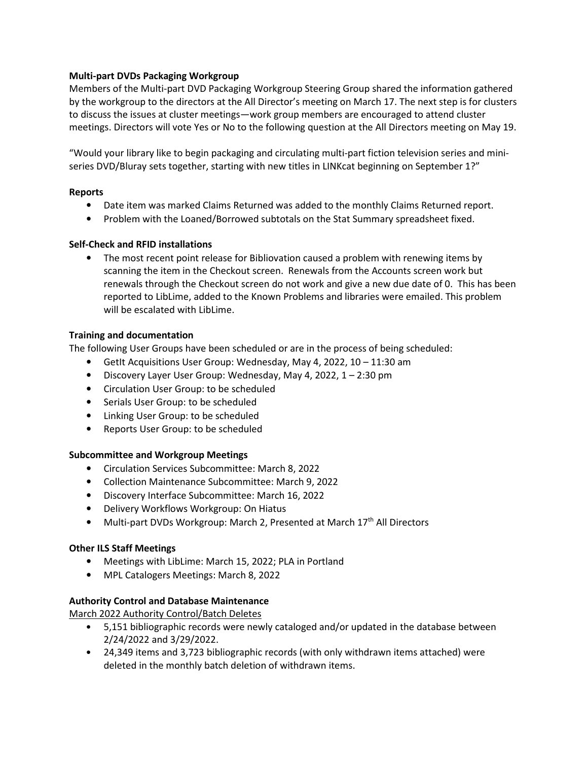**Multi-part DVDs Packaging Workgroup**

Members of the Multi-part DVD Packaging Workgroup Steering Group shared the information gathered by the workgroup to the directors at the All Director's meeting on March 17. The next step is for clusters to discuss the issues at cluster meetings—work group members are encouraged to attend cluster meetings. Directors will vote Yes or No to the following question at the All Directors meeting on May 19.

"Would your library like to begin packaging and circulating multi-part fiction television series and mini-series DVD/Bluray sets together, starting with new titles in LINKcat beginning on September 1?"

**Reports**

- Date item was marked Claims Returned was added to the monthly Claims Returned report.
- Problem with the Loaned/Borrowed subtotals on the Stat Summary spreadsheet fixed.

**Self-Check and RFID installations**

- The most recent point release for Bibliovation caused a problem with renewing items by scanning the item in the Checkout screen. Renewals from the Accounts screen work but renewals through the Checkout screen do not work and give a new due date of 0. This has been reported to LibLime, added to the Known Problems and libraries were emailed. This problem will be escalated with LibLime.

**Training and documentation**

The following User Groups have been scheduled or are in the process of being scheduled:

- GetIt Acquisitions User Group: Wednesday, May 4, 2022, 10 – 11:30 am
- Discovery Layer User Group: Wednesday, May 4, 2022, 1 – 2:30 pm
- Circulation User Group: to be scheduled
- Serials User Group: to be scheduled
- Linking User Group: to be scheduled
- Reports User Group: to be scheduled

**Subcommittee and Workgroup Meetings**

- Circulation Services Subcommittee: March 8, 2022
- Collection Maintenance Subcommittee: March 9, 2022
- Discovery Interface Subcommittee: March 16, 2022
- Delivery Workflows Workgroup: On Hiatus
- Multi-part DVDs Workgroup: March 2, Presented at March 17th All Directors

**Other ILS Staff Meetings**

- Meetings with LibLime: March 15, 2022; PLA in Portland
- MPL Catalogers Meetings: March 8, 2022

**Authority Control and Database Maintenance**

<u>March 2022 Authority Control/Batch Deletes</u>

- 5,151 bibliographic records were newly cataloged and/or updated in the database between 2/24/2022 and 3/29/2022.
- 24,349 items and 3,723 bibliographic records (with only withdrawn items attached) were deleted in the monthly batch deletion of withdrawn items.